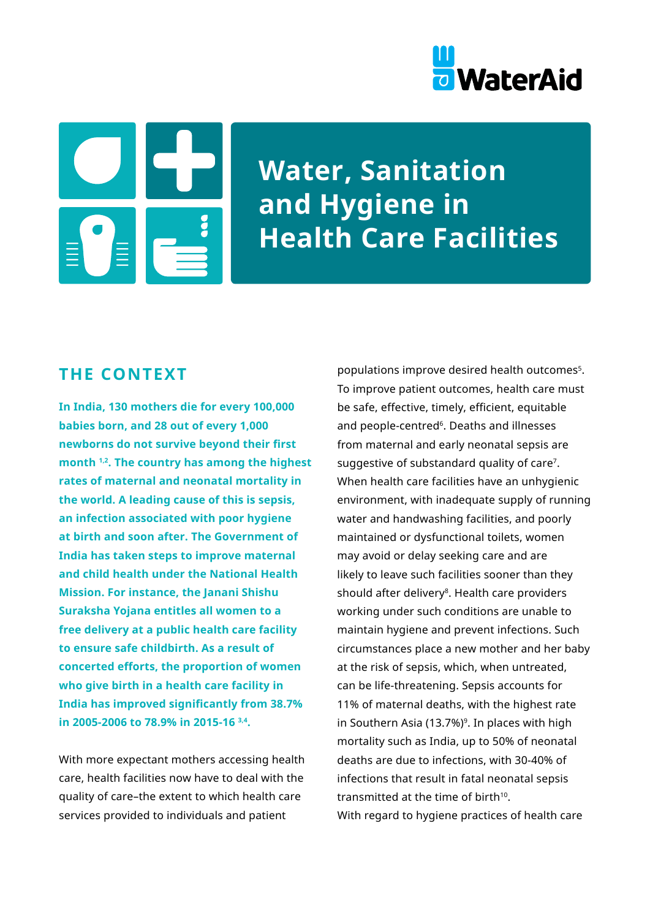# Water, Sanitation and Hygiene in Health Care Facilities

## THE CONTEXT

**In India, 130 mothers die for every 100,000 babies born, and 28 out of every 1,000 newborns do not survive beyond their first month [1,2]. The country has among the highest rates of maternal and neonatal mortality in the world. A leading cause of this is sepsis, an infection associated with poor hygiene at birth and soon after. The Government of India has taken steps to improve maternal and child health under the National Health Mission. For instance, the Janani Shishu Suraksha Yojana entitles all women to a free delivery at a public health care facility to ensure safe childbirth. As a result of concerted efforts, the proportion of women who give birth in a health care facility in India has improved significantly from 38.7% in 2005-2006 to 78.9% in 2015-16 [3,4].**

With more expectant mothers accessing health care, health facilities now have to deal with the quality of care–the extent to which health care services provided to individuals and patient populations improve desired health outcomes[5]. To improve patient outcomes, health care must be safe, effective, timely, efficient, equitable and people-centred[6]. Deaths and illnesses from maternal and early neonatal sepsis are suggestive of substandard quality of care[7]. When health care facilities have an unhygienic environment, with inadequate supply of running water and handwashing facilities, and poorly maintained or dysfunctional toilets, women may avoid or delay seeking care and are likely to leave such facilities sooner than they should after delivery[8]. Health care providers working under such conditions are unable to maintain hygiene and prevent infections. Such circumstances place a new mother and her baby at the risk of sepsis, which, when untreated, can be life-threatening. Sepsis accounts for 11% of maternal deaths, with the highest rate in Southern Asia (13.7%)[9]. In places with high mortality such as India, up to 50% of neonatal deaths are due to infections, with 30-40% of infections that result in fatal neonatal sepsis transmitted at the time of birth[10].

With regard to hygiene practices of health care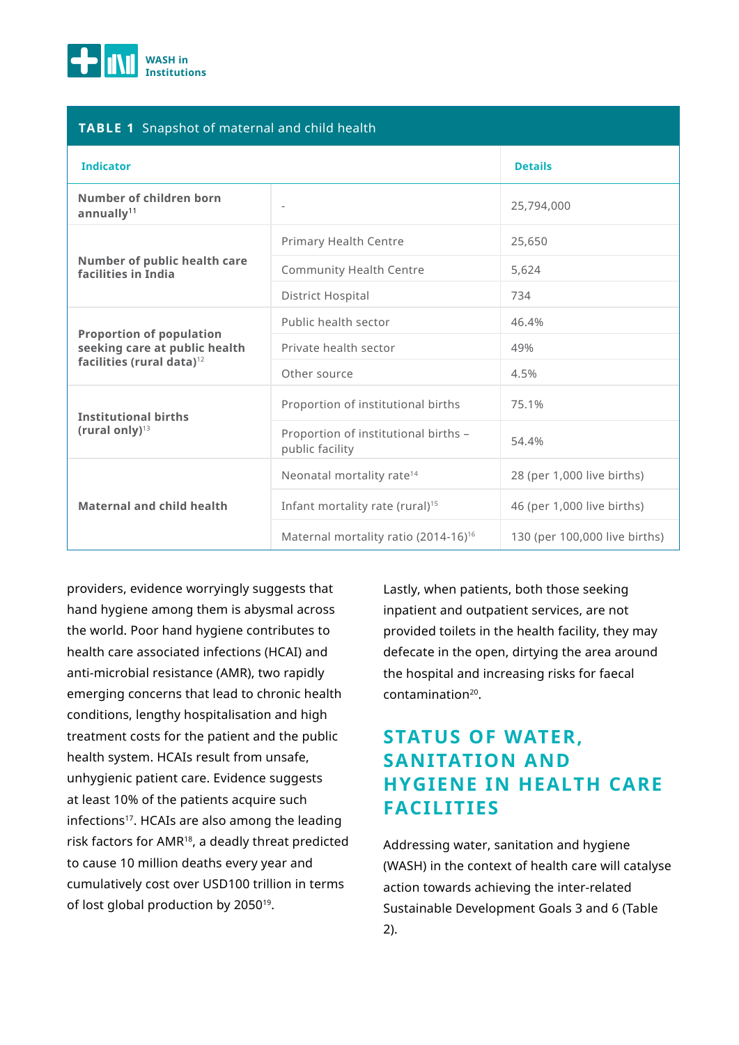**TABLE 1** Snapshot of maternal and child health

| Indicator | | Details |
|---|---|---|
| **Number of children born annually**[11] | - | 25,794,000 |
| **Number of public health care facilities in India** | Primary Health Centre | 25,650 |
| | Community Health Centre | 5,624 |
| | District Hospital | 734 |
| **Proportion of population seeking care at public health facilities (rural data)**[12] | Public health sector | 46.4% |
| | Private health sector | 49% |
| | Other source | 4.5% |
| **Institutional births (rural only)**[13] | Proportion of institutional births | 75.1% |
| | Proportion of institutional births – public facility | 54.4% |
| **Maternal and child health** | Neonatal mortality rate[14] | 28 (per 1,000 live births) |
| | Infant mortality rate (rural)[15] | 46 (per 1,000 live births) |
| | Maternal mortality ratio (2014-16)[16] | 130 (per 100,000 live births) |

providers, evidence worryingly suggests that hand hygiene among them is abysmal across the world. Poor hand hygiene contributes to health care associated infections (HCAI) and anti-microbial resistance (AMR), two rapidly emerging concerns that lead to chronic health conditions, lengthy hospitalisation and high treatment costs for the patient and the public health system. HCAIs result from unsafe, unhygienic patient care. Evidence suggests at least 10% of the patients acquire such infections[17]. HCAIs are also among the leading risk factors for AMR[18], a deadly threat predicted to cause 10 million deaths every year and cumulatively cost over USD100 trillion in terms of lost global production by 2050[19].

Lastly, when patients, both those seeking inpatient and outpatient services, are not provided toilets in the health facility, they may defecate in the open, dirtying the area around the hospital and increasing risks for faecal contamination[20].

## STATUS OF WATER, SANITATION AND HYGIENE IN HEALTH CARE FACILITIES

Addressing water, sanitation and hygiene (WASH) in the context of health care will catalyse action towards achieving the inter-related Sustainable Development Goals 3 and 6 (Table 2).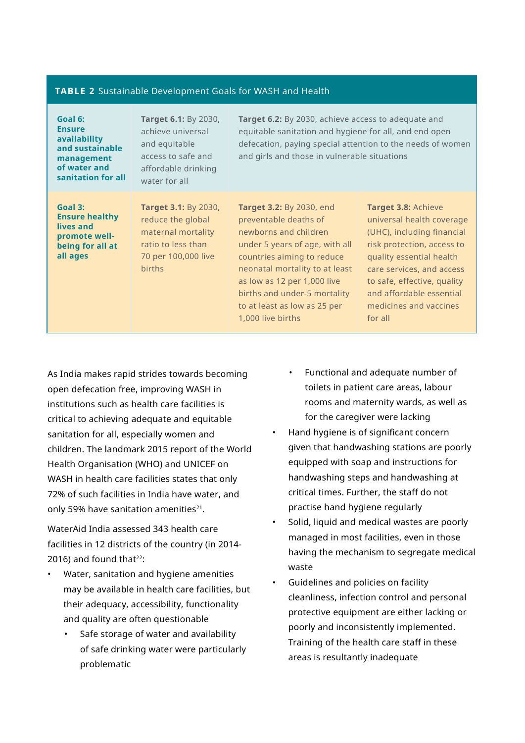**TABLE 2** Sustainable Development Goals for WASH and Health

| Goal | Target | Target | Target |
|---|---|---|---|
| **Goal 6: Ensure availability and sustainable management of water and sanitation for all** | **Target 6.1:** By 2030, achieve universal and equitable access to safe and affordable drinking water for all | **Target 6.2:** By 2030, achieve access to adequate and equitable sanitation and hygiene for all, and end open defecation, paying special attention to the needs of women and girls and those in vulnerable situations | |
| **Goal 3: Ensure healthy lives and promote well-being for all at all ages** | **Target 3.1:** By 2030, reduce the global maternal mortality ratio to less than 70 per 100,000 live births | **Target 3.2:** By 2030, end preventable deaths of newborns and children under 5 years of age, with all countries aiming to reduce neonatal mortality to at least as low as 12 per 1,000 live births and under-5 mortality to at least as low as 25 per 1,000 live births | **Target 3.8:** Achieve universal health coverage (UHC), including financial risk protection, access to quality essential health care services, and access to safe, effective, quality and affordable essential medicines and vaccines for all |

As India makes rapid strides towards becoming open defecation free, improving WASH in institutions such as health care facilities is critical to achieving adequate and equitable sanitation for all, especially women and children. The landmark 2015 report of the World Health Organisation (WHO) and UNICEF on WASH in health care facilities states that only 72% of such facilities in India have water, and only 59% have sanitation amenities[21].

WaterAid India assessed 343 health care facilities in 12 districts of the country (in 2014-2016) and found that[22]:

- Water, sanitation and hygiene amenities may be available in health care facilities, but their adequacy, accessibility, functionality and quality are often questionable
  - Safe storage of water and availability of safe drinking water were particularly problematic
  - Functional and adequate number of toilets in patient care areas, labour rooms and maternity wards, as well as for the caregiver were lacking
- Hand hygiene is of significant concern given that handwashing stations are poorly equipped with soap and instructions for handwashing steps and handwashing at critical times. Further, the staff do not practise hand hygiene regularly
- Solid, liquid and medical wastes are poorly managed in most facilities, even in those having the mechanism to segregate medical waste
- Guidelines and policies on facility cleanliness, infection control and personal protective equipment are either lacking or poorly and inconsistently implemented. Training of the health care staff in these areas is resultantly inadequate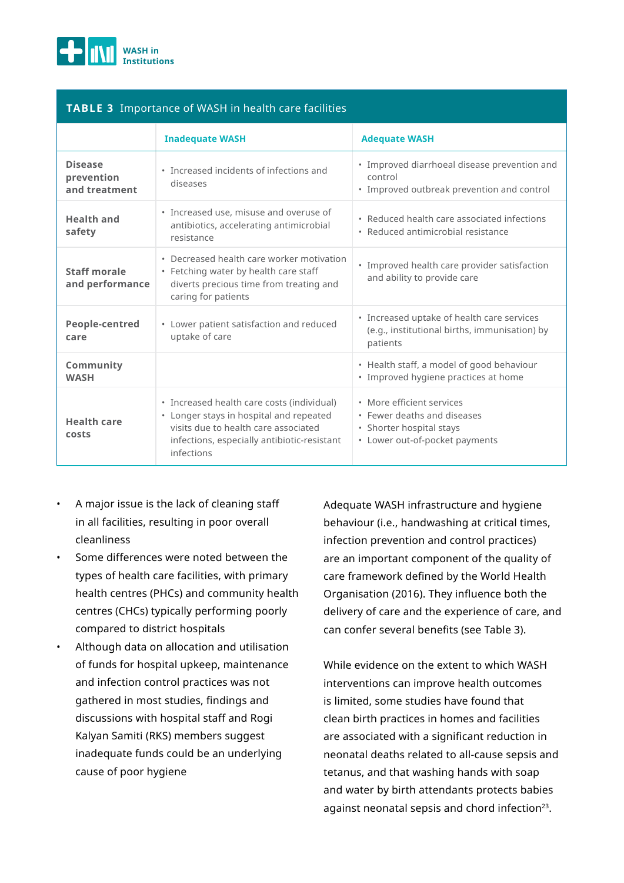**TABLE 3** Importance of WASH in health care facilities

| | Inadequate WASH | Adequate WASH |
|---|---|---|
| **Disease prevention and treatment** | • Increased incidents of infections and diseases | • Improved diarrhoeal disease prevention and control<br>• Improved outbreak prevention and control |
| **Health and safety** | • Increased use, misuse and overuse of antibiotics, accelerating antimicrobial resistance | • Reduced health care associated infections<br>• Reduced antimicrobial resistance |
| **Staff morale and performance** | • Decreased health care worker motivation<br>• Fetching water by health care staff diverts precious time from treating and caring for patients | • Improved health care provider satisfaction and ability to provide care |
| **People-centred care** | • Lower patient satisfaction and reduced uptake of care | • Increased uptake of health care services (e.g., institutional births, immunisation) by patients |
| **Community WASH** | | • Health staff, a model of good behaviour<br>• Improved hygiene practices at home |
| **Health care costs** | • Increased health care costs (individual)<br>• Longer stays in hospital and repeated visits due to health care associated infections, especially antibiotic-resistant infections | • More efficient services<br>• Fewer deaths and diseases<br>• Shorter hospital stays<br>• Lower out-of-pocket payments |

- A major issue is the lack of cleaning staff in all facilities, resulting in poor overall cleanliness
- Some differences were noted between the types of health care facilities, with primary health centres (PHCs) and community health centres (CHCs) typically performing poorly compared to district hospitals
- Although data on allocation and utilisation of funds for hospital upkeep, maintenance and infection control practices was not gathered in most studies, findings and discussions with hospital staff and Rogi Kalyan Samiti (RKS) members suggest inadequate funds could be an underlying cause of poor hygiene

Adequate WASH infrastructure and hygiene behaviour (i.e., handwashing at critical times, infection prevention and control practices) are an important component of the quality of care framework defined by the World Health Organisation (2016). They influence both the delivery of care and the experience of care, and can confer several benefits (see Table 3).

While evidence on the extent to which WASH interventions can improve health outcomes is limited, some studies have found that clean birth practices in homes and facilities are associated with a significant reduction in neonatal deaths related to all-cause sepsis and tetanus, and that washing hands with soap and water by birth attendants protects babies against neonatal sepsis and chord infection[23].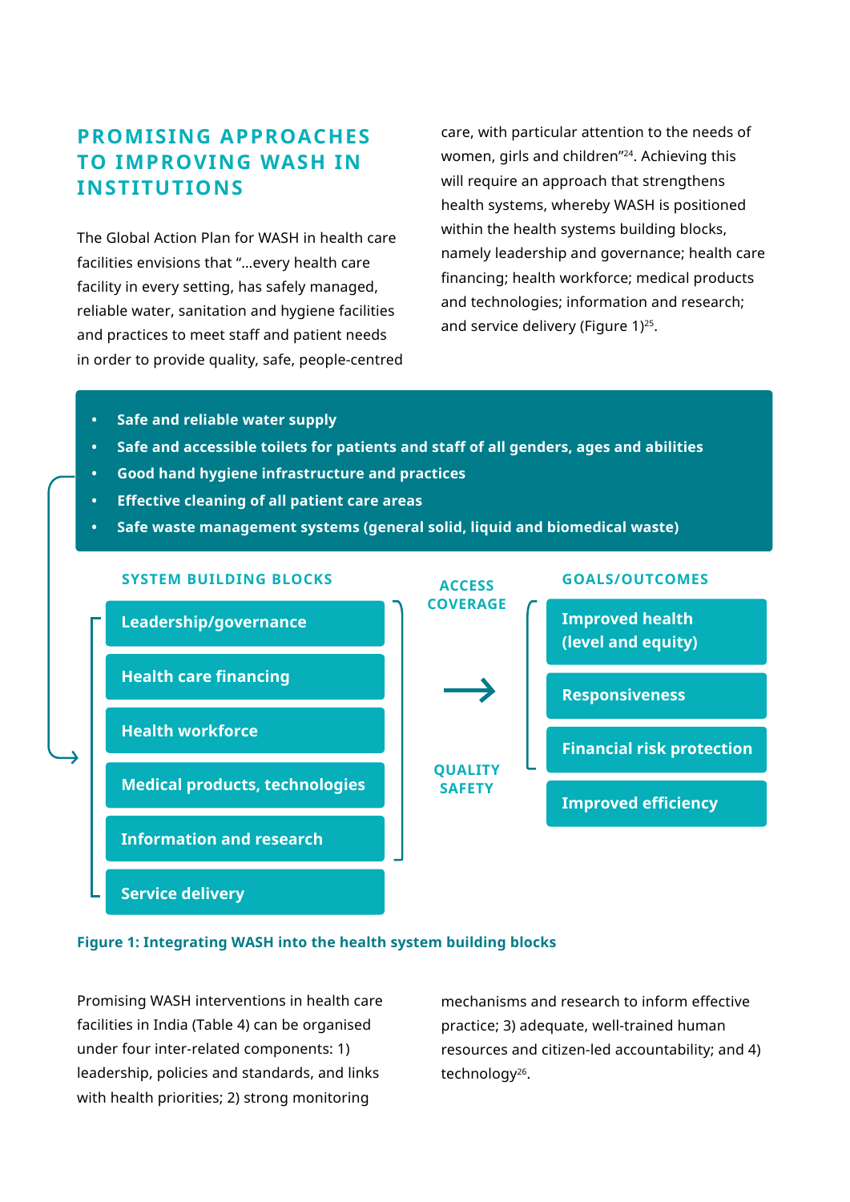## PROMISING APPROACHES TO IMPROVING WASH IN INSTITUTIONS

The Global Action Plan for WASH in health care facilities envisions that "...every health care facility in every setting, has safely managed, reliable water, sanitation and hygiene facilities and practices to meet staff and patient needs in order to provide quality, safe, people-centred care, with particular attention to the needs of women, girls and children"[24]. Achieving this will require an approach that strengthens health systems, whereby WASH is positioned within the health systems building blocks, namely leadership and governance; health care financing; health workforce; medical products and technologies; information and research; and service delivery (Figure 1)[25].

- **Safe and reliable water supply**
- **Safe and accessible toilets for patients and staff of all genders, ages and abilities**
- **Good hand hygiene infrastructure and practices**
- **Effective cleaning of all patient care areas**
- **Safe waste management systems (general solid, liquid and biomedical waste)**

**SYSTEM BUILDING BLOCKS**

- Leadership/governance
- Health care financing
- Health workforce
- Medical products, technologies
- Information and research
- Service delivery

**ACCESS COVERAGE** → **QUALITY SAFETY**

**GOALS/OUTCOMES**

- Improved health (level and equity)
- Responsiveness
- Financial risk protection
- Improved efficiency

**Figure 1: Integrating WASH into the health system building blocks**

Promising WASH interventions in health care facilities in India (Table 4) can be organised under four inter-related components: 1) leadership, policies and standards, and links with health priorities; 2) strong monitoring mechanisms and research to inform effective practice; 3) adequate, well-trained human resources and citizen-led accountability; and 4) technology[26].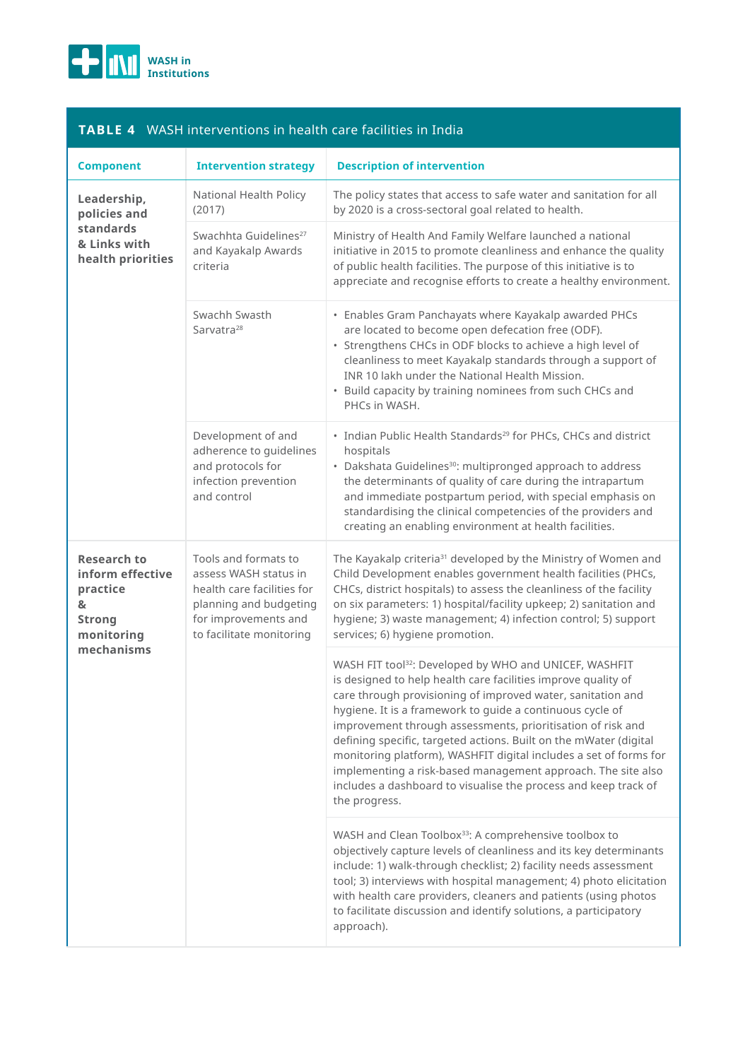**TABLE 4** WASH interventions in health care facilities in India

| Component | Intervention strategy | Description of intervention |
|---|---|---|
| **Leadership, policies and standards & Links with health priorities** | National Health Policy (2017) | The policy states that access to safe water and sanitation for all by 2020 is a cross-sectoral goal related to health. |
| | Swachhta Guidelines[27] and Kayakalp Awards criteria | Ministry of Health And Family Welfare launched a national initiative in 2015 to promote cleanliness and enhance the quality of public health facilities. The purpose of this initiative is to appreciate and recognise efforts to create a healthy environment. |
| | Swachh Swasth Sarvatra[28] | • Enables Gram Panchayats where Kayakalp awarded PHCs are located to become open defecation free (ODF).<br>• Strengthens CHCs in ODF blocks to achieve a high level of cleanliness to meet Kayakalp standards through a support of INR 10 lakh under the National Health Mission.<br>• Build capacity by training nominees from such CHCs and PHCs in WASH. |
| | Development of and adherence to guidelines and protocols for infection prevention and control | • Indian Public Health Standards[29] for PHCs, CHCs and district hospitals<br>• Dakshata Guidelines[30]: multipronged approach to address the determinants of quality of care during the intrapartum and immediate postpartum period, with special emphasis on standardising the clinical competencies of the providers and creating an enabling environment at health facilities. |
| **Research to inform effective practice & Strong monitoring mechanisms** | Tools and formats to assess WASH status in health care facilities for planning and budgeting for improvements and to facilitate monitoring | The Kayakalp criteria[31] developed by the Ministry of Women and Child Development enables government health facilities (PHCs, CHCs, district hospitals) to assess the cleanliness of the facility on six parameters: 1) hospital/facility upkeep; 2) sanitation and hygiene; 3) waste management; 4) infection control; 5) support services; 6) hygiene promotion. |
| | | WASH FIT tool[32]: Developed by WHO and UNICEF, WASHFIT is designed to help health care facilities improve quality of care through provisioning of improved water, sanitation and hygiene. It is a framework to guide a continuous cycle of improvement through assessments, prioritisation of risk and defining specific, targeted actions. Built on the mWater (digital monitoring platform), WASHFIT digital includes a set of forms for implementing a risk-based management approach. The site also includes a dashboard to visualise the process and keep track of the progress. |
| | | WASH and Clean Toolbox[33]: A comprehensive toolbox to objectively capture levels of cleanliness and its key determinants include: 1) walk-through checklist; 2) facility needs assessment tool; 3) interviews with hospital management; 4) photo elicitation with health care providers, cleaners and patients (using photos to facilitate discussion and identify solutions, a participatory approach). |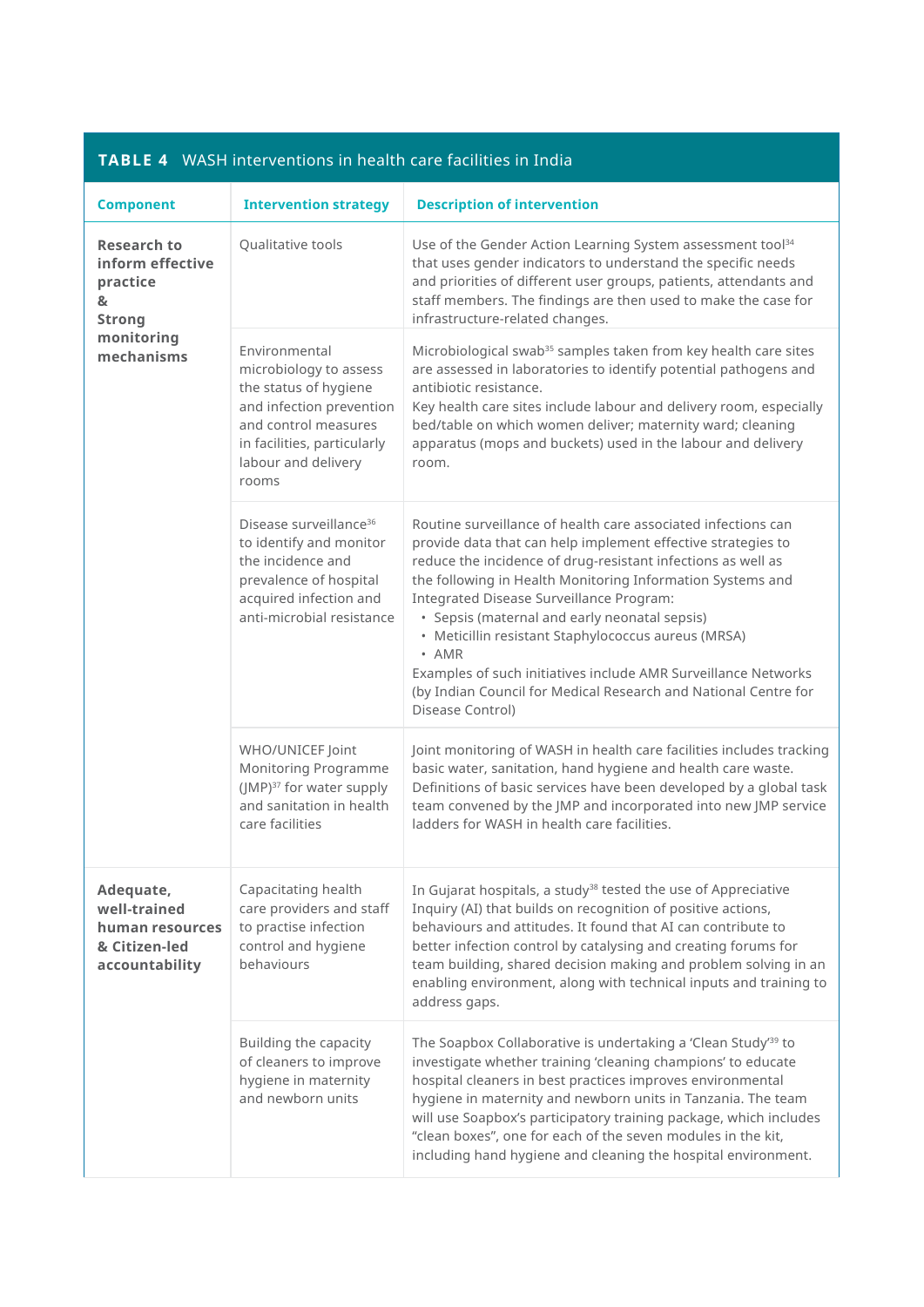**TABLE 4** WASH interventions in health care facilities in India

| Component | Intervention strategy | Description of intervention |
|---|---|---|
| **Research to inform effective practice & Strong monitoring mechanisms** | Qualitative tools | Use of the Gender Action Learning System assessment tool[34] that uses gender indicators to understand the specific needs and priorities of different user groups, patients, attendants and staff members. The findings are then used to make the case for infrastructure-related changes. |
| | Environmental microbiology to assess the status of hygiene and infection prevention and control measures in facilities, particularly labour and delivery rooms | Microbiological swab[35] samples taken from key health care sites are assessed in laboratories to identify potential pathogens and antibiotic resistance.<br>Key health care sites include labour and delivery room, especially bed/table on which women deliver; maternity ward; cleaning apparatus (mops and buckets) used in the labour and delivery room. |
| | Disease surveillance[36] to identify and monitor the incidence and prevalence of hospital acquired infection and anti-microbial resistance | Routine surveillance of health care associated infections can provide data that can help implement effective strategies to reduce the incidence of drug-resistant infections as well as the following in Health Monitoring Information Systems and Integrated Disease Surveillance Program:<br>• Sepsis (maternal and early neonatal sepsis)<br>• Meticillin resistant Staphylococcus aureus (MRSA)<br>• AMR<br>Examples of such initiatives include AMR Surveillance Networks (by Indian Council for Medical Research and National Centre for Disease Control) |
| | WHO/UNICEF Joint Monitoring Programme (JMP)[37] for water supply and sanitation in health care facilities | Joint monitoring of WASH in health care facilities includes tracking basic water, sanitation, hand hygiene and health care waste. Definitions of basic services have been developed by a global task team convened by the JMP and incorporated into new JMP service ladders for WASH in health care facilities. |
| **Adequate, well-trained human resources & Citizen-led accountability** | Capacitating health care providers and staff to practise infection control and hygiene behaviours | In Gujarat hospitals, a study[38] tested the use of Appreciative Inquiry (AI) that builds on recognition of positive actions, behaviours and attitudes. It found that AI can contribute to better infection control by catalysing and creating forums for team building, shared decision making and problem solving in an enabling environment, along with technical inputs and training to address gaps. |
| | Building the capacity of cleaners to improve hygiene in maternity and newborn units | The Soapbox Collaborative is undertaking a 'Clean Study'[39] to investigate whether training 'cleaning champions' to educate hospital cleaners in best practices improves environmental hygiene in maternity and newborn units in Tanzania. The team will use Soapbox's participatory training package, which includes "clean boxes", one for each of the seven modules in the kit, including hand hygiene and cleaning the hospital environment. |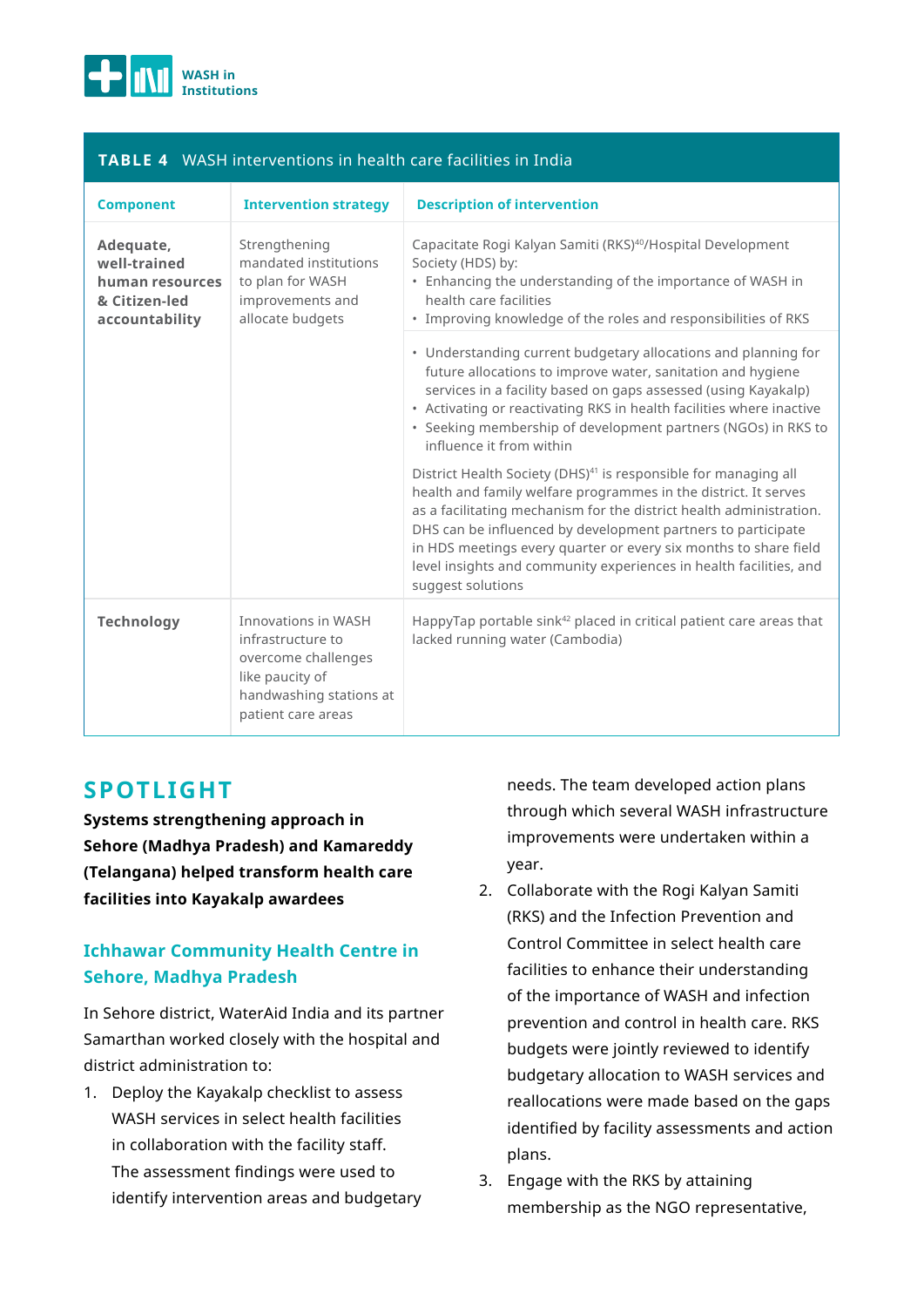**TABLE 4** WASH interventions in health care facilities in India

| Component | Intervention strategy | Description of intervention |
|---|---|---|
| **Adequate, well-trained human resources & Citizen-led accountability** | Strengthening mandated institutions to plan for WASH improvements and allocate budgets | Capacitate Rogi Kalyan Samiti (RKS)[40]/Hospital Development Society (HDS) by:<br>• Enhancing the understanding of the importance of WASH in health care facilities<br>• Improving knowledge of the roles and responsibilities of RKS |
| | | • Understanding current budgetary allocations and planning for future allocations to improve water, sanitation and hygiene services in a facility based on gaps assessed (using Kayakalp)<br>• Activating or reactivating RKS in health facilities where inactive<br>• Seeking membership of development partners (NGOs) in RKS to influence it from within<br><br>District Health Society (DHS)[41] is responsible for managing all health and family welfare programmes in the district. It serves as a facilitating mechanism for the district health administration. DHS can be influenced by development partners to participate in HDS meetings every quarter or every six months to share field level insights and community experiences in health facilities, and suggest solutions |
| **Technology** | Innovations in WASH infrastructure to overcome challenges like paucity of handwashing stations at patient care areas | HappyTap portable sink[42] placed in critical patient care areas that lacked running water (Cambodia) |

## SPOTLIGHT

**Systems strengthening approach in Sehore (Madhya Pradesh) and Kamareddy (Telangana) helped transform health care facilities into Kayakalp awardees**

### Ichhawar Community Health Centre in Sehore, Madhya Pradesh

In Sehore district, WaterAid India and its partner Samarthan worked closely with the hospital and district administration to:

1. Deploy the Kayakalp checklist to assess WASH services in select health facilities in collaboration with the facility staff. The assessment findings were used to identify intervention areas and budgetary needs. The team developed action plans through which several WASH infrastructure improvements were undertaken within a year.
2. Collaborate with the Rogi Kalyan Samiti (RKS) and the Infection Prevention and Control Committee in select health care facilities to enhance their understanding of the importance of WASH and infection prevention and control in health care. RKS budgets were jointly reviewed to identify budgetary allocation to WASH services and reallocations were made based on the gaps identified by facility assessments and action plans.
3. Engage with the RKS by attaining membership as the NGO representative,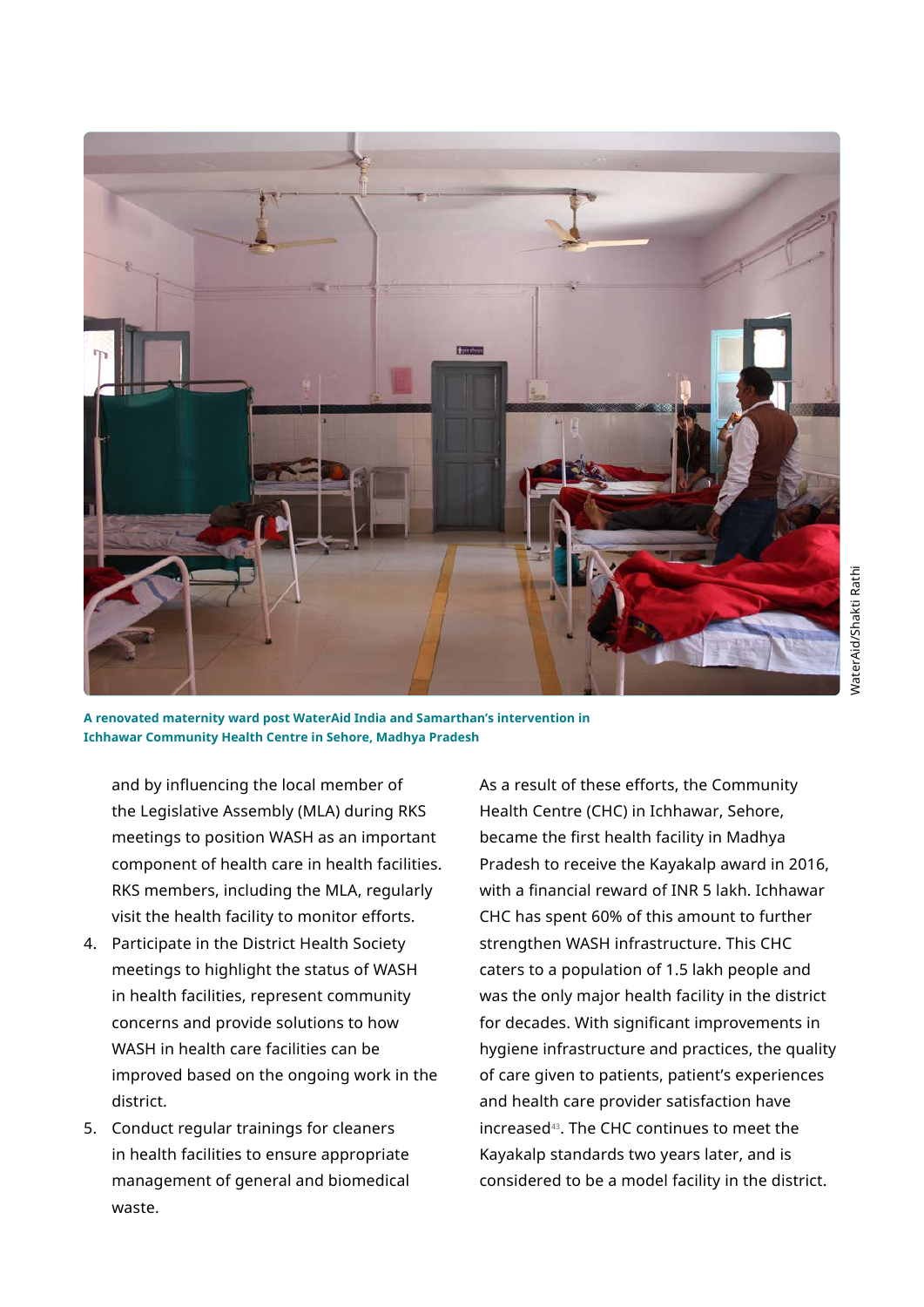A renovated maternity ward post WaterAid India and Samarthan's intervention in Ichhawar Community Health Centre in Sehore, Madhya Pradesh

WaterAid/Shakti Rathi

and by influencing the local member of the Legislative Assembly (MLA) during RKS meetings to position WASH as an important component of health care in health facilities. RKS members, including the MLA, regularly visit the health facility to monitor efforts.

4. Participate in the District Health Society meetings to highlight the status of WASH in health facilities, represent community concerns and provide solutions to how WASH in health care facilities can be improved based on the ongoing work in the district.
5. Conduct regular trainings for cleaners in health facilities to ensure appropriate management of general and biomedical waste.

As a result of these efforts, the Community Health Centre (CHC) in Ichhawar, Sehore, became the first health facility in Madhya Pradesh to receive the Kayakalp award in 2016, with a financial reward of INR 5 lakh. Ichhawar CHC has spent 60% of this amount to further strengthen WASH infrastructure. This CHC caters to a population of 1.5 lakh people and was the only major health facility in the district for decades. With significant improvements in hygiene infrastructure and practices, the quality of care given to patients, patient's experiences and health care provider satisfaction have increased[43]. The CHC continues to meet the Kayakalp standards two years later, and is considered to be a model facility in the district.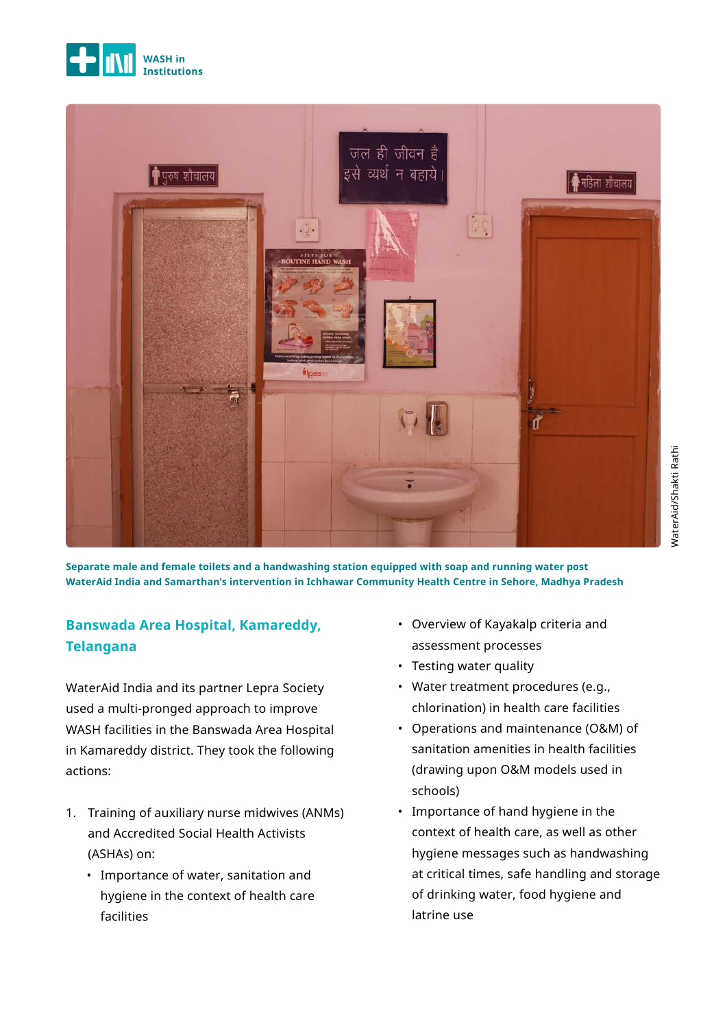Separate male and female toilets and a handwashing station equipped with soap and running water post WaterAid India and Samarthan's intervention in Ichhawar Community Health Centre in Sehore, Madhya Pradesh

WaterAid/Shakti Rathi

## Banswada Area Hospital, Kamareddy, Telangana

WaterAid India and its partner Lepra Society used a multi-pronged approach to improve WASH facilities in the Banswada Area Hospital in Kamareddy district. They took the following actions:

1. Training of auxiliary nurse midwives (ANMs) and Accredited Social Health Activists (ASHAs) on:
   - Importance of water, sanitation and hygiene in the context of health care facilities
   - Overview of Kayakalp criteria and assessment processes
   - Testing water quality
   - Water treatment procedures (e.g., chlorination) in health care facilities
   - Operations and maintenance (O&M) of sanitation amenities in health facilities (drawing upon O&M models used in schools)
   - Importance of hand hygiene in the context of health care, as well as other hygiene messages such as handwashing at critical times, safe handling and storage of drinking water, food hygiene and latrine use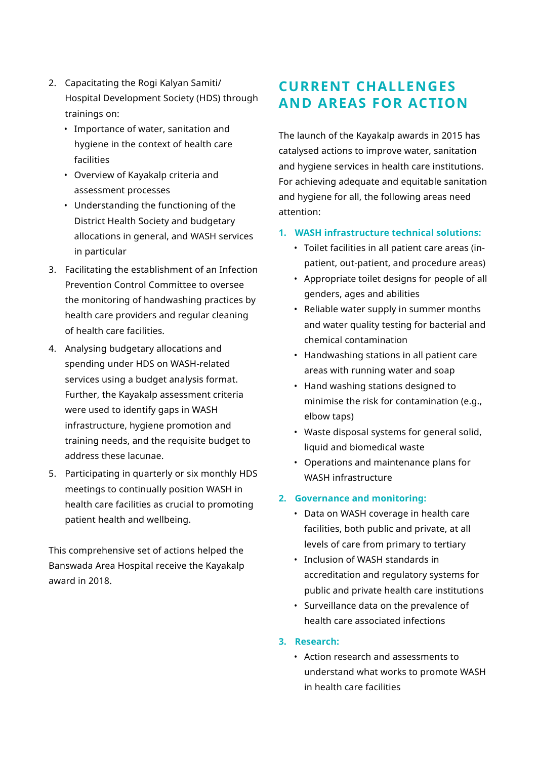2. Capacitating the Rogi Kalyan Samiti/ Hospital Development Society (HDS) through trainings on:
   - Importance of water, sanitation and hygiene in the context of health care facilities
   - Overview of Kayakalp criteria and assessment processes
   - Understanding the functioning of the District Health Society and budgetary allocations in general, and WASH services in particular
3. Facilitating the establishment of an Infection Prevention Control Committee to oversee the monitoring of handwashing practices by health care providers and regular cleaning of health care facilities.
4. Analysing budgetary allocations and spending under HDS on WASH-related services using a budget analysis format. Further, the Kayakalp assessment criteria were used to identify gaps in WASH infrastructure, hygiene promotion and training needs, and the requisite budget to address these lacunae.
5. Participating in quarterly or six monthly HDS meetings to continually position WASH in health care facilities as crucial to promoting patient health and wellbeing.

This comprehensive set of actions helped the Banswada Area Hospital receive the Kayakalp award in 2018.

## CURRENT CHALLENGES AND AREAS FOR ACTION

The launch of the Kayakalp awards in 2015 has catalysed actions to improve water, sanitation and hygiene services in health care institutions. For achieving adequate and equitable sanitation and hygiene for all, the following areas need attention:

1. **WASH infrastructure technical solutions:**
   - Toilet facilities in all patient care areas (in-patient, out-patient, and procedure areas)
   - Appropriate toilet designs for people of all genders, ages and abilities
   - Reliable water supply in summer months and water quality testing for bacterial and chemical contamination
   - Handwashing stations in all patient care areas with running water and soap
   - Hand washing stations designed to minimise the risk for contamination (e.g., elbow taps)
   - Waste disposal systems for general solid, liquid and biomedical waste
   - Operations and maintenance plans for WASH infrastructure
2. **Governance and monitoring:**
   - Data on WASH coverage in health care facilities, both public and private, at all levels of care from primary to tertiary
   - Inclusion of WASH standards in accreditation and regulatory systems for public and private health care institutions
   - Surveillance data on the prevalence of health care associated infections
3. **Research:**
   - Action research and assessments to understand what works to promote WASH in health care facilities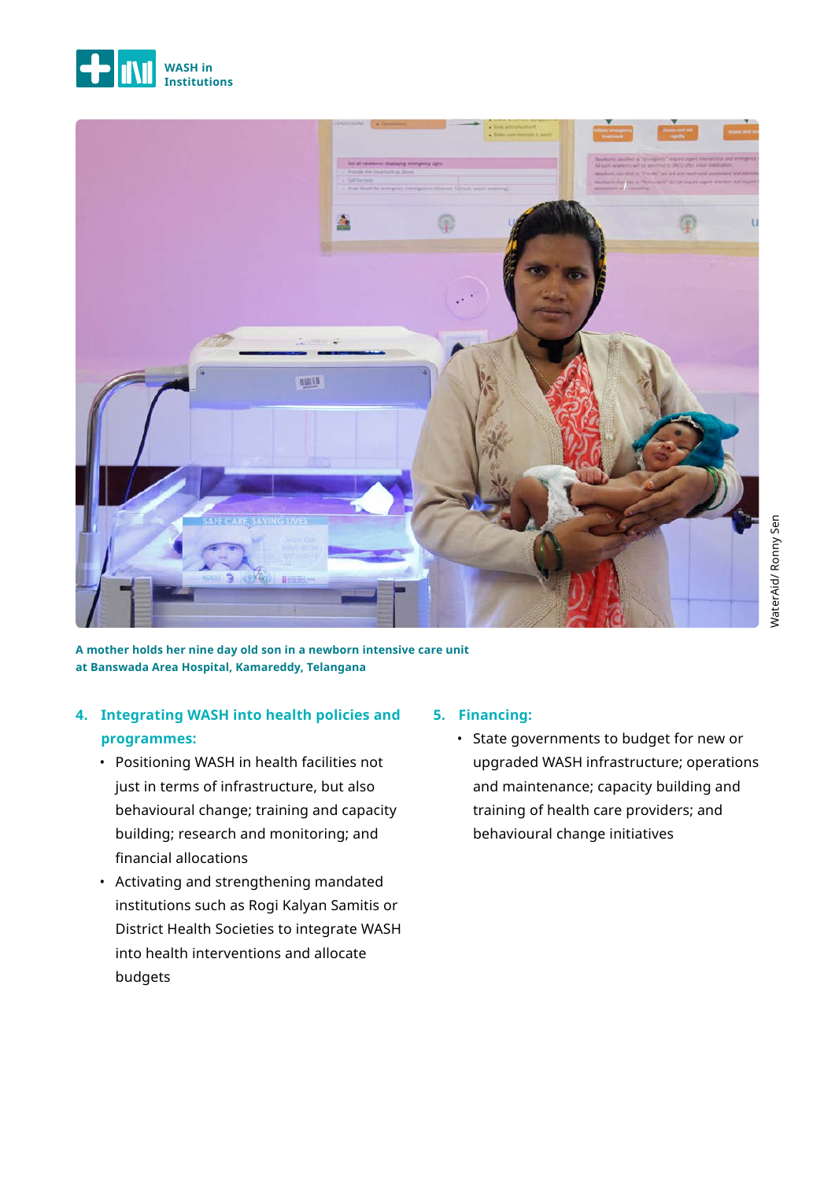A mother holds her nine day old son in a newborn intensive care unit at Banswada Area Hospital, Kamareddy, Telangana

WaterAid/ Ronny Sen

4. **Integrating WASH into health policies and programmes:**
   - Positioning WASH in health facilities not just in terms of infrastructure, but also behavioural change; training and capacity building; research and monitoring; and financial allocations
   - Activating and strengthening mandated institutions such as Rogi Kalyan Samitis or District Health Societies to integrate WASH into health interventions and allocate budgets

5. **Financing:**
   - State governments to budget for new or upgraded WASH infrastructure; operations and maintenance; capacity building and training of health care providers; and behavioural change initiatives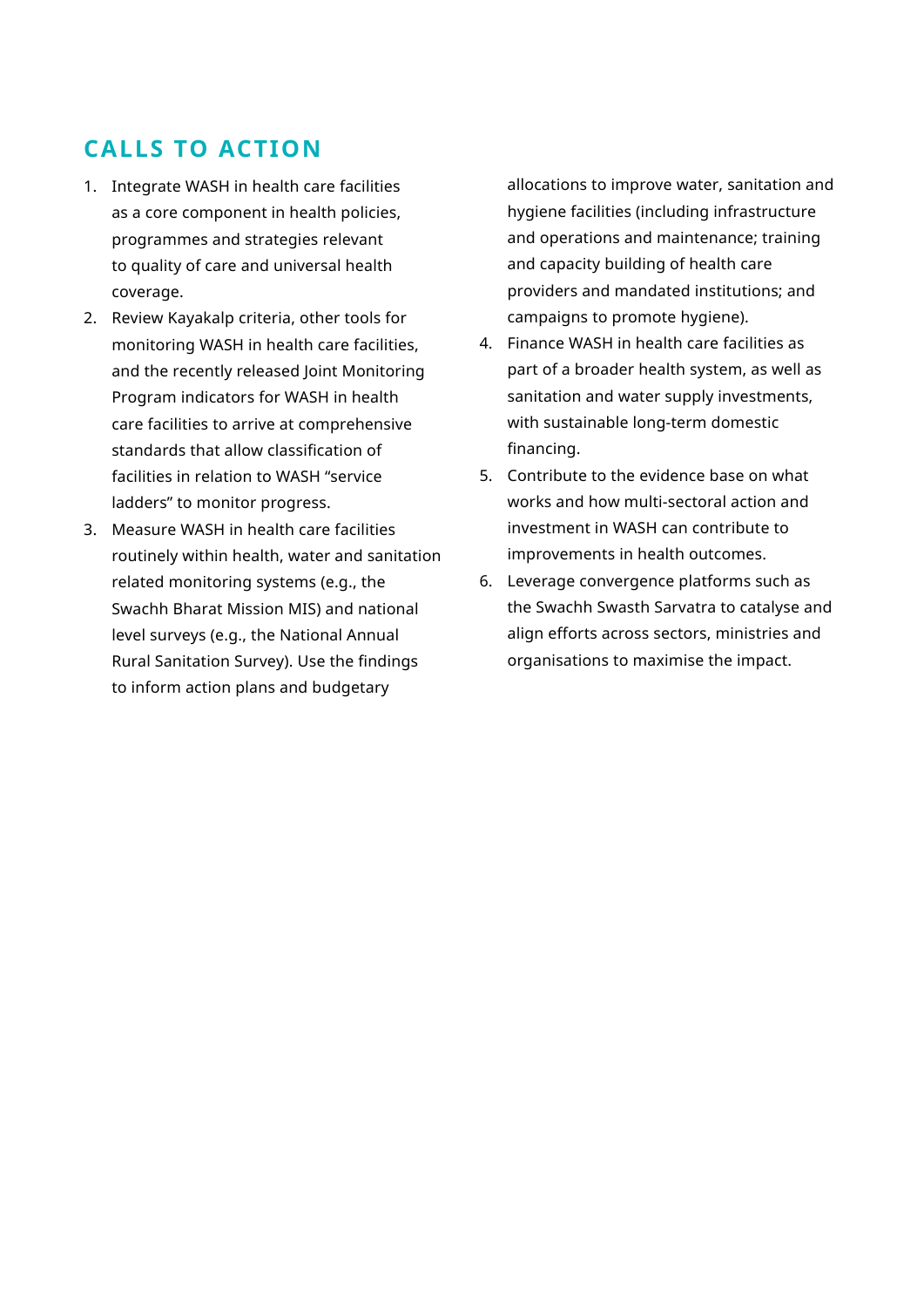## CALLS TO ACTION

1. Integrate WASH in health care facilities as a core component in health policies, programmes and strategies relevant to quality of care and universal health coverage.
2. Review Kayakalp criteria, other tools for monitoring WASH in health care facilities, and the recently released Joint Monitoring Program indicators for WASH in health care facilities to arrive at comprehensive standards that allow classification of facilities in relation to WASH "service ladders" to monitor progress.
3. Measure WASH in health care facilities routinely within health, water and sanitation related monitoring systems (e.g., the Swachh Bharat Mission MIS) and national level surveys (e.g., the National Annual Rural Sanitation Survey). Use the findings to inform action plans and budgetary allocations to improve water, sanitation and hygiene facilities (including infrastructure and operations and maintenance; training and capacity building of health care providers and mandated institutions; and campaigns to promote hygiene).
4. Finance WASH in health care facilities as part of a broader health system, as well as sanitation and water supply investments, with sustainable long-term domestic financing.
5. Contribute to the evidence base on what works and how multi-sectoral action and investment in WASH can contribute to improvements in health outcomes.
6. Leverage convergence platforms such as the Swachh Swasth Sarvatra to catalyse and align efforts across sectors, ministries and organisations to maximise the impact.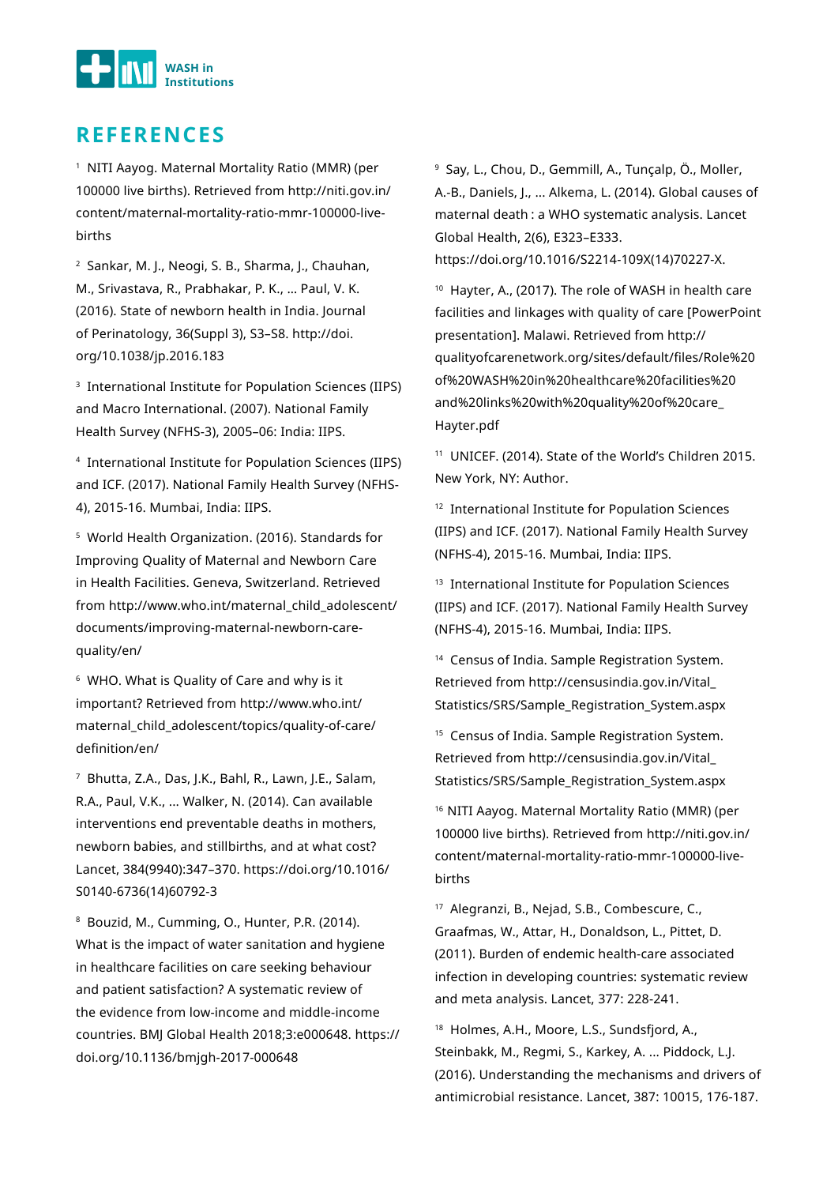# REFERENCES

[1] NITI Aayog. Maternal Mortality Ratio (MMR) (per 100000 live births). Retrieved from http://niti.gov.in/content/maternal-mortality-ratio-mmr-100000-live-births

[2] Sankar, M. J., Neogi, S. B., Sharma, J., Chauhan, M., Srivastava, R., Prabhakar, P. K., … Paul, V. K. (2016). State of newborn health in India. Journal of Perinatology, 36(Suppl 3), S3–S8. http://doi.org/10.1038/jp.2016.183

[3] International Institute for Population Sciences (IIPS) and Macro International. (2007). National Family Health Survey (NFHS-3), 2005–06: India: IIPS.

[4] International Institute for Population Sciences (IIPS) and ICF. (2017). National Family Health Survey (NFHS-4), 2015-16. Mumbai, India: IIPS.

[5] World Health Organization. (2016). Standards for Improving Quality of Maternal and Newborn Care in Health Facilities. Geneva, Switzerland. Retrieved from http://www.who.int/maternal_child_adolescent/documents/improving-maternal-newborn-care-quality/en/

[6] WHO. What is Quality of Care and why is it important? Retrieved from http://www.who.int/maternal_child_adolescent/topics/quality-of-care/definition/en/

[7] Bhutta, Z.A., Das, J.K., Bahl, R., Lawn, J.E., Salam, R.A., Paul, V.K., … Walker, N. (2014). Can available interventions end preventable deaths in mothers, newborn babies, and stillbirths, and at what cost? Lancet, 384(9940):347–370. https://doi.org/10.1016/S0140-6736(14)60792-3

[8] Bouzid, M., Cumming, O., Hunter, P.R. (2014). What is the impact of water sanitation and hygiene in healthcare facilities on care seeking behaviour and patient satisfaction? A systematic review of the evidence from low-income and middle-income countries. BMJ Global Health 2018;3:e000648. https://doi.org/10.1136/bmjgh-2017-000648

[9] Say, L., Chou, D., Gemmill, A., Tunçalp, Ö., Moller, A.-B., Daniels, J., … Alkema, L. (2014). Global causes of maternal death : a WHO systematic analysis. Lancet Global Health, 2(6), E323–E333. https://doi.org/10.1016/S2214-109X(14)70227-X.

[10] Hayter, A., (2017). The role of WASH in health care facilities and linkages with quality of care [PowerPoint presentation]. Malawi. Retrieved from http://qualityofcarenetwork.org/sites/default/files/Role%20of%20WASH%20in%20healthcare%20facilities%20and%20links%20with%20quality%20of%20care_Hayter.pdf

[11] UNICEF. (2014). State of the World's Children 2015. New York, NY: Author.

[12] International Institute for Population Sciences (IIPS) and ICF. (2017). National Family Health Survey (NFHS-4), 2015-16. Mumbai, India: IIPS.

[13] International Institute for Population Sciences (IIPS) and ICF. (2017). National Family Health Survey (NFHS-4), 2015-16. Mumbai, India: IIPS.

[14] Census of India. Sample Registration System. Retrieved from http://censusindia.gov.in/Vital_Statistics/SRS/Sample_Registration_System.aspx

[15] Census of India. Sample Registration System. Retrieved from http://censusindia.gov.in/Vital_Statistics/SRS/Sample_Registration_System.aspx

[16] NITI Aayog. Maternal Mortality Ratio (MMR) (per 100000 live births). Retrieved from http://niti.gov.in/content/maternal-mortality-ratio-mmr-100000-live-births

[17] Alegranzi, B., Nejad, S.B., Combescure, C., Graafmas, W., Attar, H., Donaldson, L., Pittet, D. (2011). Burden of endemic health-care associated infection in developing countries: systematic review and meta analysis. Lancet, 377: 228-241.

[18] Holmes, A.H., Moore, L.S., Sundsfjord, A., Steinbakk, M., Regmi, S., Karkey, A. … Piddock, L.J. (2016). Understanding the mechanisms and drivers of antimicrobial resistance. Lancet, 387: 10015, 176-187.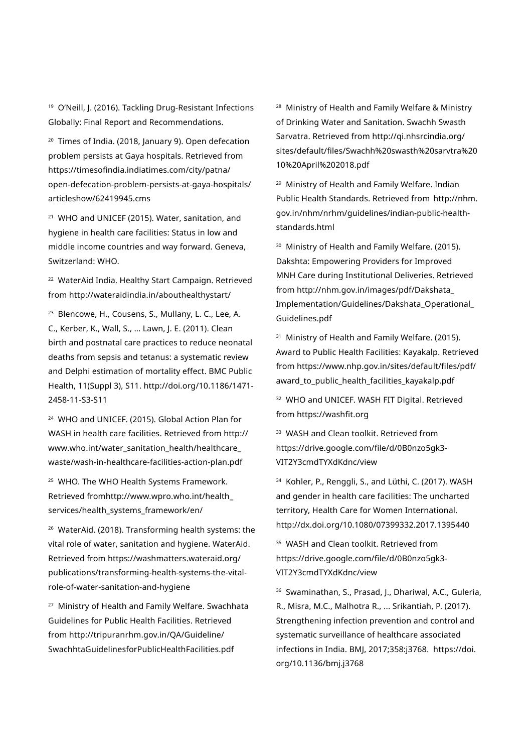[19] O'Neill, J. (2016). Tackling Drug-Resistant Infections Globally: Final Report and Recommendations.

[20] Times of India. (2018, January 9). Open defecation problem persists at Gaya hospitals. Retrieved from https://timesofindia.indiatimes.com/city/patna/open-defecation-problem-persists-at-gaya-hospitals/articleshow/62419945.cms

[21] WHO and UNICEF (2015). Water, sanitation, and hygiene in health care facilities: Status in low and middle income countries and way forward. Geneva, Switzerland: WHO.

[22] WaterAid India. Healthy Start Campaign. Retrieved from http://wateraidindia.in/abouthealthystart/

[23] Blencowe, H., Cousens, S., Mullany, L. C., Lee, A. C., Kerber, K., Wall, S., ... Lawn, J. E. (2011). Clean birth and postnatal care practices to reduce neonatal deaths from sepsis and tetanus: a systematic review and Delphi estimation of mortality effect. BMC Public Health, 11(Suppl 3), S11. http://doi.org/10.1186/1471-2458-11-S3-S11

[24] WHO and UNICEF. (2015). Global Action Plan for WASH in health care facilities. Retrieved from http://www.who.int/water_sanitation_health/healthcare_waste/wash-in-healthcare-facilities-action-plan.pdf

[25] WHO. The WHO Health Systems Framework. Retrieved fromhttp://www.wpro.who.int/health_services/health_systems_framework/en/

[26] WaterAid. (2018). Transforming health systems: the vital role of water, sanitation and hygiene. WaterAid. Retrieved from https://washmatters.wateraid.org/publications/transforming-health-systems-the-vital-role-of-water-sanitation-and-hygiene

[27] Ministry of Health and Family Welfare. Swachhata Guidelines for Public Health Facilities. Retrieved from http://tripuranrhm.gov.in/QA/Guideline/SwachhtaGuidelinesforPublicHealthFacilities.pdf

[28] Ministry of Health and Family Welfare & Ministry of Drinking Water and Sanitation. Swachh Swasth Sarvatra. Retrieved from http://qi.nhsrcindia.org/sites/default/files/Swachh%20swasth%20sarvtra%2010%20April%202018.pdf

[29] Ministry of Health and Family Welfare. Indian Public Health Standards. Retrieved from http://nhm.gov.in/nhm/nrhm/guidelines/indian-public-health-standards.html

[30] Ministry of Health and Family Welfare. (2015). Dakshta: Empowering Providers for Improved MNH Care during Institutional Deliveries. Retrieved from http://nhm.gov.in/images/pdf/Dakshata_Implementation/Guidelines/Dakshata_Operational_Guidelines.pdf

[31] Ministry of Health and Family Welfare. (2015). Award to Public Health Facilities: Kayakalp. Retrieved from https://www.nhp.gov.in/sites/default/files/pdf/award_to_public_health_facilities_kayakalp.pdf

[32] WHO and UNICEF. WASH FIT Digital. Retrieved from https://washfit.org

[33] WASH and Clean toolkit. Retrieved from https://drive.google.com/file/d/0B0nzo5gk3-VIT2Y3cmdTYXdKdnc/view

[34] Kohler, P., Renggli, S., and Lüthi, C. (2017). WASH and gender in health care facilities: The uncharted territory, Health Care for Women International. http://dx.doi.org/10.1080/07399332.2017.1395440

[35] WASH and Clean toolkit. Retrieved from https://drive.google.com/file/d/0B0nzo5gk3-VIT2Y3cmdTYXdKdnc/view

[36] Swaminathan, S., Prasad, J., Dhariwal, A.C., Guleria, R., Misra, M.C., Malhotra R., ... Srikantiah, P. (2017). Strengthening infection prevention and control and systematic surveillance of healthcare associated infections in India. BMJ, 2017;358:j3768. https://doi.org/10.1136/bmj.j3768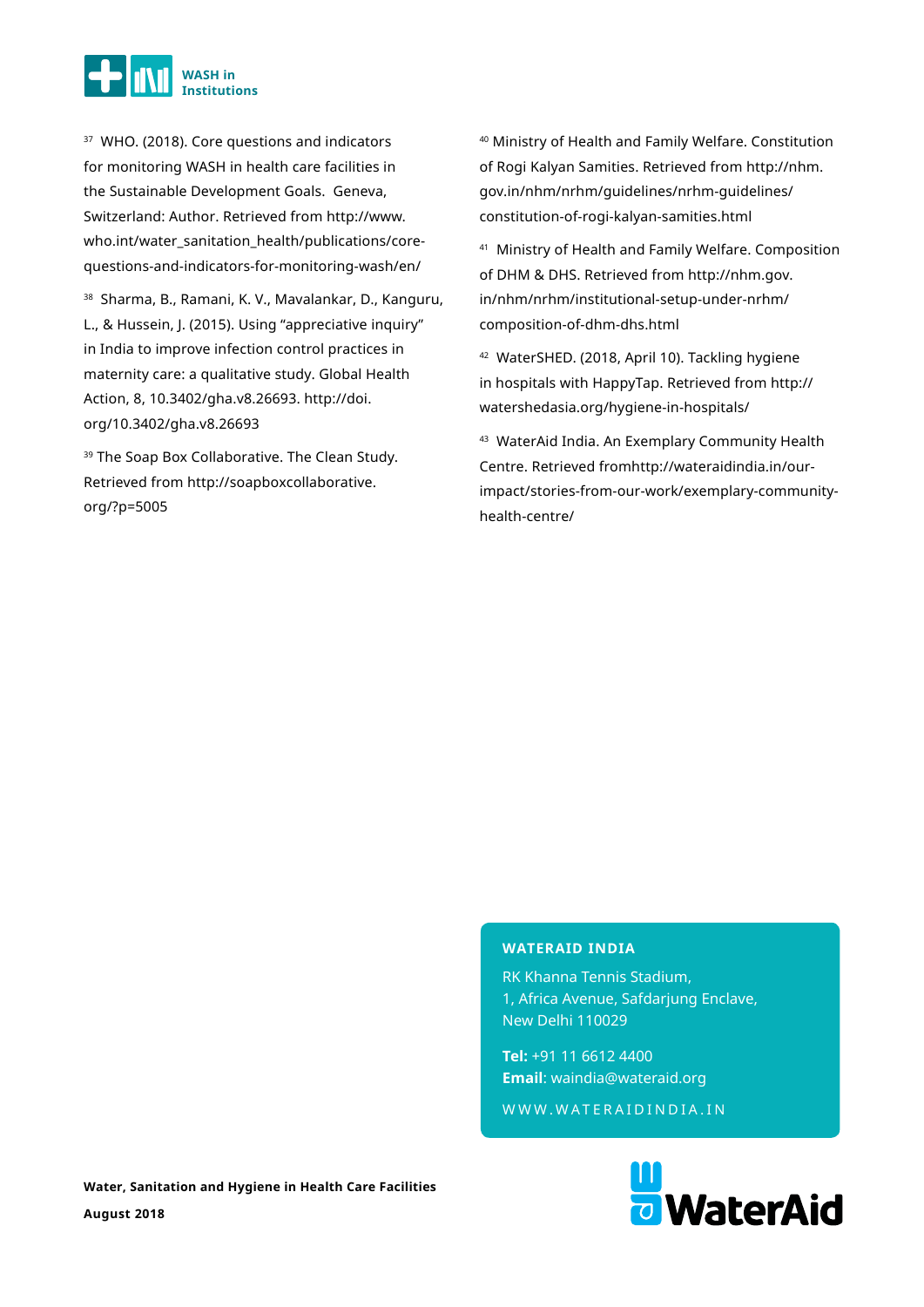[37] WHO. (2018). Core questions and indicators for monitoring WASH in health care facilities in the Sustainable Development Goals. Geneva, Switzerland: Author. Retrieved from http://www.who.int/water_sanitation_health/publications/core-questions-and-indicators-for-monitoring-wash/en/

[38] Sharma, B., Ramani, K. V., Mavalankar, D., Kanguru, L., & Hussein, J. (2015). Using "appreciative inquiry" in India to improve infection control practices in maternity care: a qualitative study. Global Health Action, 8, 10.3402/gha.v8.26693. http://doi.org/10.3402/gha.v8.26693

[39] The Soap Box Collaborative. The Clean Study. Retrieved from http://soapboxcollaborative.org/?p=5005

[40] Ministry of Health and Family Welfare. Constitution of Rogi Kalyan Samities. Retrieved from http://nhm.gov.in/nhm/nrhm/guidelines/nrhm-guidelines/constitution-of-rogi-kalyan-samities.html

[41] Ministry of Health and Family Welfare. Composition of DHM & DHS. Retrieved from http://nhm.gov.in/nhm/nrhm/institutional-setup-under-nrhm/composition-of-dhm-dhs.html

[42] WaterSHED. (2018, April 10). Tackling hygiene in hospitals with HappyTap. Retrieved from http://watershedasia.org/hygiene-in-hospitals/

[43] WaterAid India. An Exemplary Community Health Centre. Retrieved fromhttp://wateraidindia.in/our-impact/stories-from-our-work/exemplary-community-health-centre/

**WATERAID INDIA**

RK Khanna Tennis Stadium,
1, Africa Avenue, Safdarjung Enclave,
New Delhi 110029

**Tel:** +91 11 6612 4400
**Email**: waindia@wateraid.org

WWW.WATERAIDINDIA.IN

**Water, Sanitation and Hygiene in Health Care Facilities**

**August 2018**